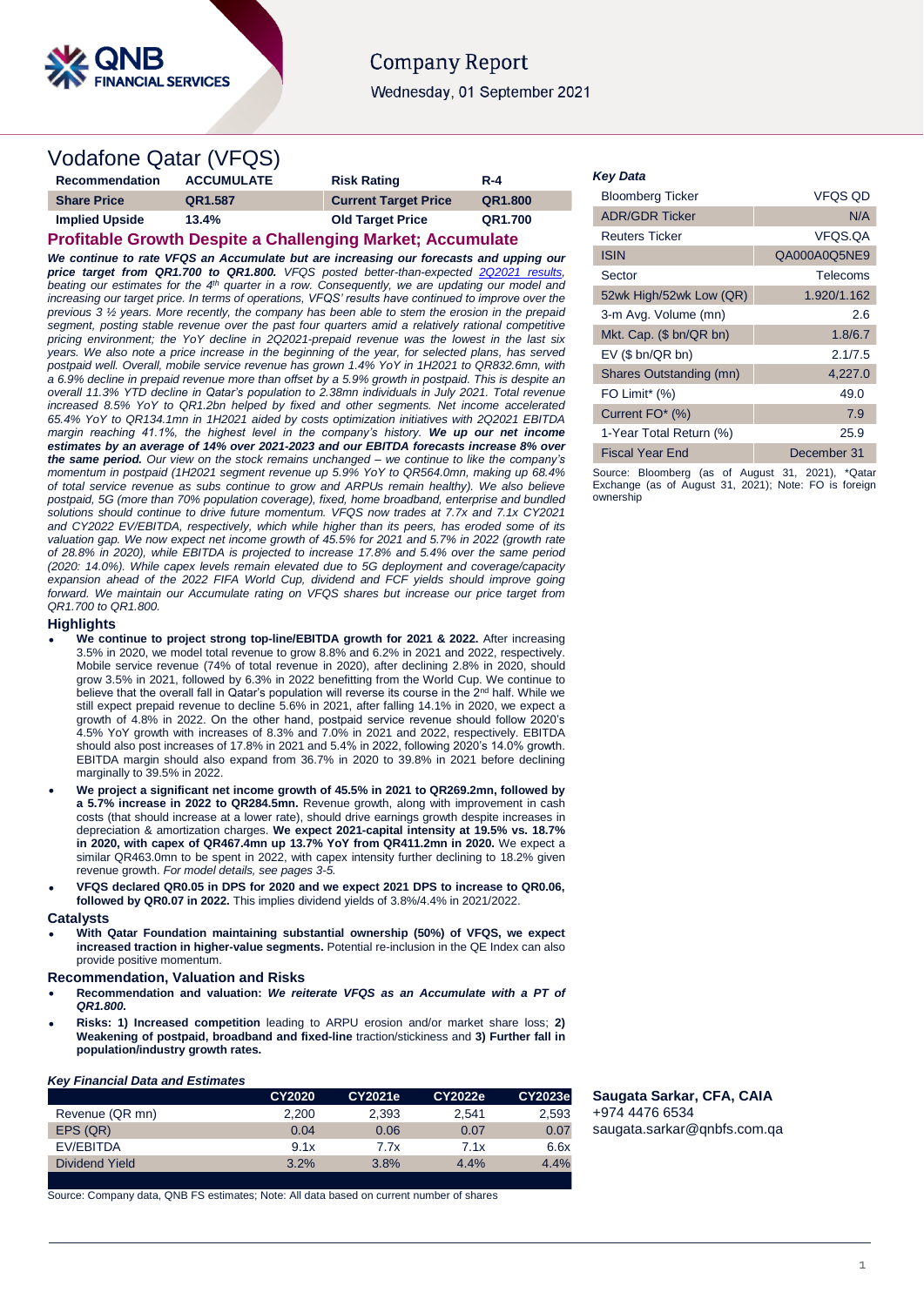QNB FINANCIAL SERVICES

Company Report

Wednesday, 01 September 2021

# Vodafone Qatar (VFQS)

| Recommendation | ACCUMULATE | Risk Rating | R-4 |
|---|---|---|---|
| Share Price | QR1.587 | Current Target Price | QR1.800 |
| Implied Upside | 13.4% | Old Target Price | QR1.700 |

## Profitable Growth Despite a Challenging Market; Accumulate

***We continue to rate VFQS an Accumulate but are increasing our forecasts and upping our price target from QR1.700 to QR1.800.*** *VFQS posted better-than-expected 2Q2021 results, beating our estimates for the 4th quarter in a row. Consequently, we are updating our model and increasing our target price. In terms of operations, VFQS' results have continued to improve over the previous 3 ½ years. More recently, the company has been able to stem the erosion in the prepaid segment, posting stable revenue over the past four quarters amid a relatively rational competitive pricing environment; the YoY decline in 2Q2021-prepaid revenue was the lowest in the last six years. We also note a price increase in the beginning of the year, for selected plans, has served postpaid well. Overall, mobile service revenue has grown 1.4% YoY in 1H2021 to QR832.6mn, with a 6.9% decline in prepaid revenue more than offset by a 5.9% growth in postpaid. This is despite an overall 11.3% YTD decline in Qatar's population to 2.38mn individuals in July 2021. Total revenue increased 8.5% YoY to QR1.2bn helped by fixed and other segments. Net income accelerated 65.4% YoY to QR134.1mn in 1H2021 aided by costs optimization initiatives with 2Q2021 EBITDA margin reaching 41.1%, the highest level in the company's history.* ***We up our net income estimates by an average of 14% over 2021-2023 and our EBITDA forecasts increase 8% over the same period.*** *Our view on the stock remains unchanged – we continue to like the company's momentum in postpaid (1H2021 segment revenue up 5.9% YoY to QR564.0mn, making up 68.4% of total service revenue as subs continue to grow and ARPUs remain healthy). We also believe postpaid, 5G (more than 70% population coverage), fixed, home broadband, enterprise and bundled solutions should continue to drive future momentum. VFQS now trades at 7.7x and 7.1x CY2021 and CY2022 EV/EBITDA, respectively, which while higher than its peers, has eroded some of its valuation gap. We now expect net income growth of 45.5% for 2021 and 5.7% in 2022 (growth rate of 28.8% in 2020), while EBITDA is projected to increase 17.8% and 5.4% over the same period (2020: 14.0%). While capex levels remain elevated due to 5G deployment and coverage/capacity expansion ahead of the 2022 FIFA World Cup, dividend and FCF yields should improve going forward. We maintain our Accumulate rating on VFQS shares but increase our price target from QR1.700 to QR1.800.*

### Highlights

- **We continue to project strong top-line/EBITDA growth for 2021 & 2022.** After increasing 3.5% in 2020, we model total revenue to grow 8.8% and 6.2% in 2021 and 2022, respectively. Mobile service revenue (74% of total revenue in 2020), after declining 2.8% in 2020, should grow 3.5% in 2021, followed by 6.3% in 2022 benefitting from the World Cup. We continue to believe that the overall fall in Qatar's population will reverse its course in the 2nd half. While we still expect prepaid revenue to decline 5.6% in 2021, after falling 14.1% in 2020, we expect a growth of 4.8% in 2022. On the other hand, postpaid service revenue should follow 2020's 4.5% YoY growth with increases of 8.3% and 7.0% in 2021 and 2022, respectively. EBITDA should also post increases of 17.8% in 2021 and 5.4% in 2022, following 2020's 14.0% growth. EBITDA margin should also expand from 36.7% in 2020 to 39.8% in 2021 before declining marginally to 39.5% in 2022.
- **We project a significant net income growth of 45.5% in 2021 to QR269.2mn, followed by a 5.7% increase in 2022 to QR284.5mn.** Revenue growth, along with improvement in cash costs (that should increase at a lower rate), should drive earnings growth despite increases in depreciation & amortization charges. **We expect 2021-capital intensity at 19.5% vs. 18.7% in 2020, with capex of QR467.4mn up 13.7% YoY from QR411.2mn in 2020.** We expect a similar QR463.0mn to be spent in 2022, with capex intensity further declining to 18.2% given revenue growth. *For model details, see pages 3-5.*
- **VFQS declared QR0.05 in DPS for 2020 and we expect 2021 DPS to increase to QR0.06, followed by QR0.07 in 2022.** This implies dividend yields of 3.8%/4.4% in 2021/2022.

### Catalysts

- **With Qatar Foundation maintaining substantial ownership (50%) of VFQS, we expect increased traction in higher-value segments.** Potential re-inclusion in the QE Index can also provide positive momentum.

### Recommendation, Valuation and Risks

- **Recommendation and valuation:** ***We reiterate VFQS as an Accumulate with a PT of QR1.800.***
- **Risks: 1) Increased competition** leading to ARPU erosion and/or market share loss; **2) Weakening of postpaid, broadband and fixed-line** traction/stickiness and **3) Further fall in population/industry growth rates.**

***Key Financial Data and Estimates***

| | CY2020 | CY2021e | CY2022e | CY2023e |
|---|---|---|---|---|
| Revenue (QR mn) | 2,200 | 2,393 | 2,541 | 2,593 |
| EPS (QR) | 0.04 | 0.06 | 0.07 | 0.07 |
| EV/EBITDA | 9.1x | 7.7x | 7.1x | 6.6x |
| Dividend Yield | 3.2% | 3.8% | 4.4% | 4.4% |

Source: Company data, QNB FS estimates; Note: All data based on current number of shares

***Key Data***

| | |
|---|---|
| Bloomberg Ticker | VFQS QD |
| ADR/GDR Ticker | N/A |
| Reuters Ticker | VFQS.QA |
| ISIN | QA000A0Q5NE9 |
| Sector | Telecoms |
| 52wk High/52wk Low (QR) | 1.920/1.162 |
| 3-m Avg. Volume (mn) | 2.6 |
| Mkt. Cap. ($ bn/QR bn) | 1.8/6.7 |
| EV ($ bn/QR bn) | 2.1/7.5 |
| Shares Outstanding (mn) | 4,227.0 |
| FO Limit* (%) | 49.0 |
| Current FO* (%) | 7.9 |
| 1-Year Total Return (%) | 25.9 |
| Fiscal Year End | December 31 |

Source: Bloomberg (as of August 31, 2021), *Qatar Exchange (as of August 31, 2021); Note: FO is foreign ownership

**Saugata Sarkar, CFA, CAIA**
+974 4476 6534
saugata.sarkar@qnbfs.com.qa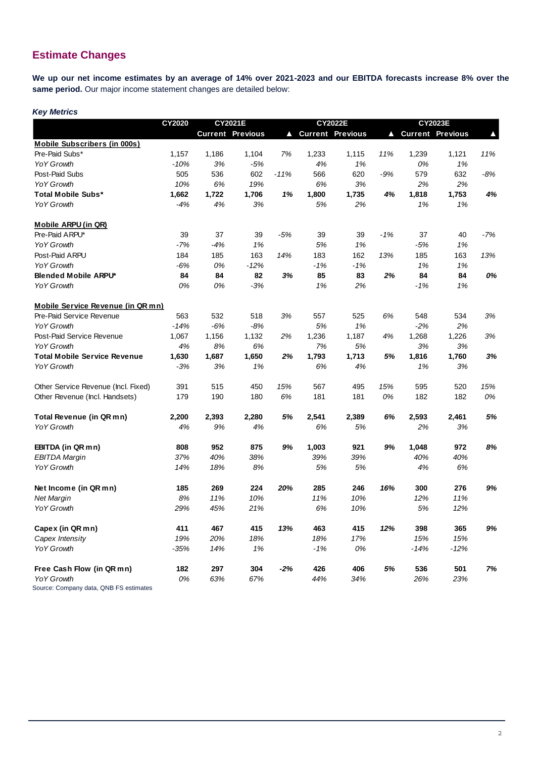## Estimate Changes

**We up our net income estimates by an average of 14% over 2021-2023 and our EBITDA forecasts increase 8% over the same period.** Our major income statement changes are detailed below:

***Key Metrics***

| | CY2020 | CY2021E | | | CY2022E | | | CY2023E | | |
|---|---|---|---|---|---|---|---|---|---|---|
| | | Current | Previous | ▲ | Current | Previous | ▲ | Current | Previous | ▲ |
| **Mobile Subscribers (in 000s)** | | | | | | | | | | |
| Pre-Paid Subs* | 1,157 | 1,186 | 1,104 | *7%* | 1,233 | 1,115 | *11%* | 1,239 | 1,121 | *11%* |
| *YoY Growth* | *-10%* | *3%* | *-5%* | | *4%* | *1%* | | *0%* | *1%* | |
| Post-Paid Subs | 505 | 536 | 602 | *-11%* | 566 | 620 | *-9%* | 579 | 632 | *-8%* |
| *YoY Growth* | *10%* | *6%* | *19%* | | *6%* | *3%* | | *2%* | *2%* | |
| **Total Mobile Subs*** | **1,662** | **1,722** | **1,706** | ***1%*** | **1,800** | **1,735** | ***4%*** | **1,818** | **1,753** | ***4%*** |
| *YoY Growth* | *-4%* | *4%* | *3%* | | *5%* | *2%* | | *1%* | *1%* | |
| **Mobile ARPU (in QR)** | | | | | | | | | | |
| Pre-Paid ARPU* | 39 | 37 | 39 | *-5%* | 39 | 39 | *-1%* | 37 | 40 | *-7%* |
| *YoY Growth* | *-7%* | *-4%* | *1%* | | *5%* | *1%* | | *-5%* | *1%* | |
| Post-Paid ARPU | 184 | 185 | 163 | *14%* | 183 | 162 | *13%* | 185 | 163 | *13%* |
| *YoY Growth* | *-6%* | *0%* | *-12%* | | *-1%* | *-1%* | | *1%* | *1%* | |
| **Blended Mobile ARPU*** | **84** | **84** | **82** | ***3%*** | **85** | **83** | ***2%*** | **84** | **84** | ***0%*** |
| *YoY Growth* | *0%* | *0%* | *-3%* | | *1%* | *2%* | | *-1%* | *1%* | |
| **Mobile Service Revenue (in QR mn)** | | | | | | | | | | |
| Pre-Paid Service Revenue | 563 | 532 | 518 | *3%* | 557 | 525 | *6%* | 548 | 534 | *3%* |
| *YoY Growth* | *-14%* | *-6%* | *-8%* | | *5%* | *1%* | | *-2%* | *2%* | |
| Post-Paid Service Revenue | 1,067 | 1,156 | 1,132 | *2%* | 1,236 | 1,187 | *4%* | 1,268 | 1,226 | *3%* |
| *YoY Growth* | *4%* | *8%* | *6%* | | *7%* | *5%* | | *3%* | *3%* | |
| **Total Mobile Service Revenue** | **1,630** | **1,687** | **1,650** | ***2%*** | **1,793** | **1,713** | ***5%*** | **1,816** | **1,760** | ***3%*** |
| *YoY Growth* | *-3%* | *3%* | *1%* | | *6%* | *4%* | | *1%* | *3%* | |
| Other Service Revenue (Incl. Fixed) | 391 | 515 | 450 | *15%* | 567 | 495 | *15%* | 595 | 520 | *15%* |
| Other Revenue (Incl. Handsets) | 179 | 190 | 180 | *6%* | 181 | 181 | *0%* | 182 | 182 | *0%* |
| **Total Revenue (in QR mn)** | **2,200** | **2,393** | **2,280** | ***5%*** | **2,541** | **2,389** | ***6%*** | **2,593** | **2,461** | ***5%*** |
| *YoY Growth* | *4%* | *9%* | *4%* | | *6%* | *5%* | | *2%* | *3%* | |
| **EBITDA (in QR mn)** | **808** | **952** | **875** | ***9%*** | **1,003** | **921** | ***9%*** | **1,048** | **972** | ***8%*** |
| *EBITDA Margin* | *37%* | *40%* | *38%* | | *39%* | *39%* | | *40%* | *40%* | |
| *YoY Growth* | *14%* | *18%* | *8%* | | *5%* | *5%* | | *4%* | *6%* | |
| **Net Income (in QR mn)** | **185** | **269** | **224** | ***20%*** | **285** | **246** | ***16%*** | **300** | **276** | ***9%*** |
| *Net Margin* | *8%* | *11%* | *10%* | | *11%* | *10%* | | *12%* | *11%* | |
| *YoY Growth* | *29%* | *45%* | *21%* | | *6%* | *10%* | | *5%* | *12%* | |
| **Capex (in QR mn)** | **411** | **467** | **415** | ***13%*** | **463** | **415** | ***12%*** | **398** | **365** | ***9%*** |
| *Capex Intensity* | *19%* | *20%* | *18%* | | *18%* | *17%* | | *15%* | *15%* | |
| *YoY Growth* | *-35%* | *14%* | *1%* | | *-1%* | *0%* | | *-14%* | *-12%* | |
| **Free Cash Flow (in QR mn)** | **182** | **297** | **304** | ***-2%*** | **426** | **406** | ***5%*** | **536** | **501** | ***7%*** |
| *YoY Growth* | *0%* | *63%* | *67%* | | *44%* | *34%* | | *26%* | *23%* | |

Source: Company data, QNB FS estimates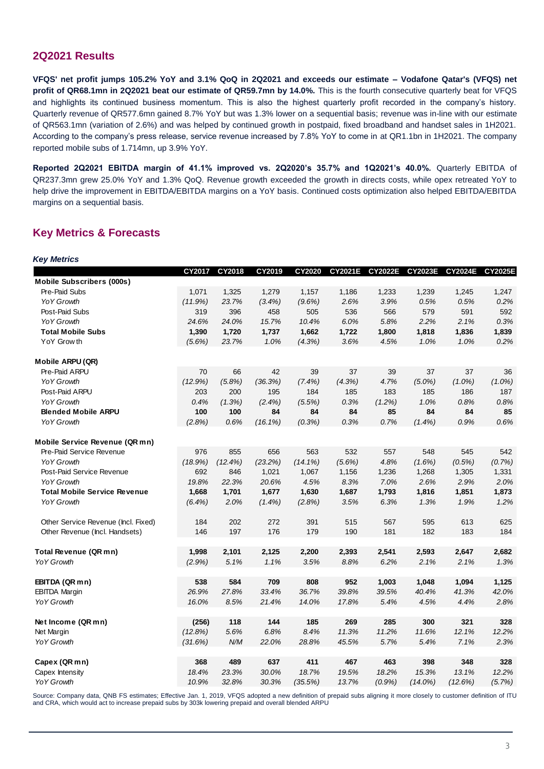## 2Q2021 Results

**VFQS' net profit jumps 105.2% YoY and 3.1% QoQ in 2Q2021 and exceeds our estimate – Vodafone Qatar's (VFQS) net profit of QR68.1mn in 2Q2021 beat our estimate of QR59.7mn by 14.0%.** This is the fourth consecutive quarterly beat for VFQS and highlights its continued business momentum. This is also the highest quarterly profit recorded in the company's history. Quarterly revenue of QR577.6mn gained 8.7% YoY but was 1.3% lower on a sequential basis; revenue was in-line with our estimate of QR563.1mn (variation of 2.6%) and was helped by continued growth in postpaid, fixed broadband and handset sales in 1H2021. According to the company's press release, service revenue increased by 7.8% YoY to come in at QR1.1bn in 1H2021. The company reported mobile subs of 1.714mn, up 3.9% YoY.

**Reported 2Q2021 EBITDA margin of 41.1% improved vs. 2Q2020's 35.7% and 1Q2021's 40.0%.** Quarterly EBITDA of QR237.3mn grew 25.0% YoY and 1.3% QoQ. Revenue growth exceeded the growth in directs costs, while opex retreated YoY to help drive the improvement in EBITDA/EBITDA margins on a YoY basis. Continued costs optimization also helped EBITDA/EBITDA margins on a sequential basis.

## Key Metrics & Forecasts

***Key Metrics***

| | CY2017 | CY2018 | CY2019 | CY2020 | CY2021E | CY2022E | CY2023E | CY2024E | CY2025E |
|---|---|---|---|---|---|---|---|---|---|
| **Mobile Subscribers (000s)** | | | | | | | | | |
| Pre-Paid Subs | 1,071 | 1,325 | 1,279 | 1,157 | 1,186 | 1,233 | 1,239 | 1,245 | 1,247 |
| *YoY Growth* | *(11.9%)* | *23.7%* | *(3.4%)* | *(9.6%)* | *2.6%* | *3.9%* | *0.5%* | *0.5%* | *0.2%* |
| Post-Paid Subs | 319 | 396 | 458 | 505 | 536 | 566 | 579 | 591 | 592 |
| *YoY Growth* | *24.6%* | *24.0%* | *15.7%* | *10.4%* | *6.0%* | *5.8%* | *2.2%* | *2.1%* | *0.3%* |
| **Total Mobile Subs** | **1,390** | **1,720** | **1,737** | **1,662** | **1,722** | **1,800** | **1,818** | **1,836** | **1,839** |
| YoY Growth | *(5.6%)* | *23.7%* | *1.0%* | *(4.3%)* | *3.6%* | *4.5%* | *1.0%* | *1.0%* | *0.2%* |
| **Mobile ARPU (QR)** | | | | | | | | | |
| Pre-Paid ARPU | 70 | 66 | 42 | 39 | 37 | 39 | 37 | 37 | 36 |
| *YoY Growth* | *(12.9%)* | *(5.8%)* | *(36.3%)* | *(7.4%)* | *(4.3%)* | *4.7%* | *(5.0%)* | *(1.0%)* | *(1.0%)* |
| Post-Paid ARPU | 203 | 200 | 195 | 184 | 185 | 183 | 185 | 186 | 187 |
| *YoY Growth* | *0.4%* | *(1.3%)* | *(2.4%)* | *(5.5%)* | *0.3%* | *(1.2%)* | *1.0%* | *0.8%* | *0.8%* |
| **Blended Mobile ARPU** | **100** | **100** | **84** | **84** | **84** | **85** | **84** | **84** | **85** |
| *YoY Growth* | *(2.8%)* | *0.6%* | *(16.1%)* | *(0.3%)* | *0.3%* | *0.7%* | *(1.4%)* | *0.9%* | *0.6%* |
| **Mobile Service Revenue (QR mn)** | | | | | | | | | |
| Pre-Paid Service Revenue | 976 | 855 | 656 | 563 | 532 | 557 | 548 | 545 | 542 |
| *YoY Growth* | *(18.9%)* | *(12.4%)* | *(23.2%)* | *(14.1%)* | *(5.6%)* | *4.8%* | *(1.6%)* | *(0.5%)* | *(0.7%)* |
| Post-Paid Service Revenue | 692 | 846 | 1,021 | 1,067 | 1,156 | 1,236 | 1,268 | 1,305 | 1,331 |
| *YoY Growth* | *19.8%* | *22.3%* | *20.6%* | *4.5%* | *8.3%* | *7.0%* | *2.6%* | *2.9%* | *2.0%* |
| **Total Mobile Service Revenue** | **1,668** | **1,701** | **1,677** | **1,630** | **1,687** | **1,793** | **1,816** | **1,851** | **1,873** |
| *YoY Growth* | *(6.4%)* | *2.0%* | *(1.4%)* | *(2.8%)* | *3.5%* | *6.3%* | *1.3%* | *1.9%* | *1.2%* |
| Other Service Revenue (Incl. Fixed) | 184 | 202 | 272 | 391 | 515 | 567 | 595 | 613 | 625 |
| Other Revenue (Incl. Handsets) | 146 | 197 | 176 | 179 | 190 | 181 | 182 | 183 | 184 |
| **Total Revenue (QR mn)** | **1,998** | **2,101** | **2,125** | **2,200** | **2,393** | **2,541** | **2,593** | **2,647** | **2,682** |
| *YoY Growth* | *(2.9%)* | *5.1%* | *1.1%* | *3.5%* | *8.8%* | *6.2%* | *2.1%* | *2.1%* | *1.3%* |
| **EBITDA (QR mn)** | **538** | **584** | **709** | **808** | **952** | **1,003** | **1,048** | **1,094** | **1,125** |
| EBITDA Margin | *26.9%* | *27.8%* | *33.4%* | *36.7%* | *39.8%* | *39.5%* | *40.4%* | *41.3%* | *42.0%* |
| *YoY Growth* | *16.0%* | *8.5%* | *21.4%* | *14.0%* | *17.8%* | *5.4%* | *4.5%* | *4.4%* | *2.8%* |
| **Net Income (QR mn)** | **(256)** | **118** | **144** | **185** | **269** | **285** | **300** | **321** | **328** |
| Net Margin | *(12.8%)* | *5.6%* | *6.8%* | *8.4%* | *11.3%* | *11.2%* | *11.6%* | *12.1%* | *12.2%* |
| *YoY Growth* | *(31.6%)* | *N/M* | *22.0%* | *28.8%* | *45.5%* | *5.7%* | *5.4%* | *7.1%* | *2.3%* |
| **Capex (QR mn)** | **368** | **489** | **637** | **411** | **467** | **463** | **398** | **348** | **328** |
| Capex Intensity | *18.4%* | *23.3%* | *30.0%* | *18.7%* | *19.5%* | *18.2%* | *15.3%* | *13.1%* | *12.2%* |
| *YoY Growth* | *10.9%* | *32.8%* | *30.3%* | *(35.5%)* | *13.7%* | *(0.9%)* | *(14.0%)* | *(12.6%)* | *(5.7%)* |

Source: Company data, QNB FS estimates; Effective Jan. 1, 2019, VFQS adopted a new definition of prepaid subs aligning it more closely to customer definition of ITU and CRA, which would act to increase prepaid subs by 303k lowering prepaid and overall blended ARPU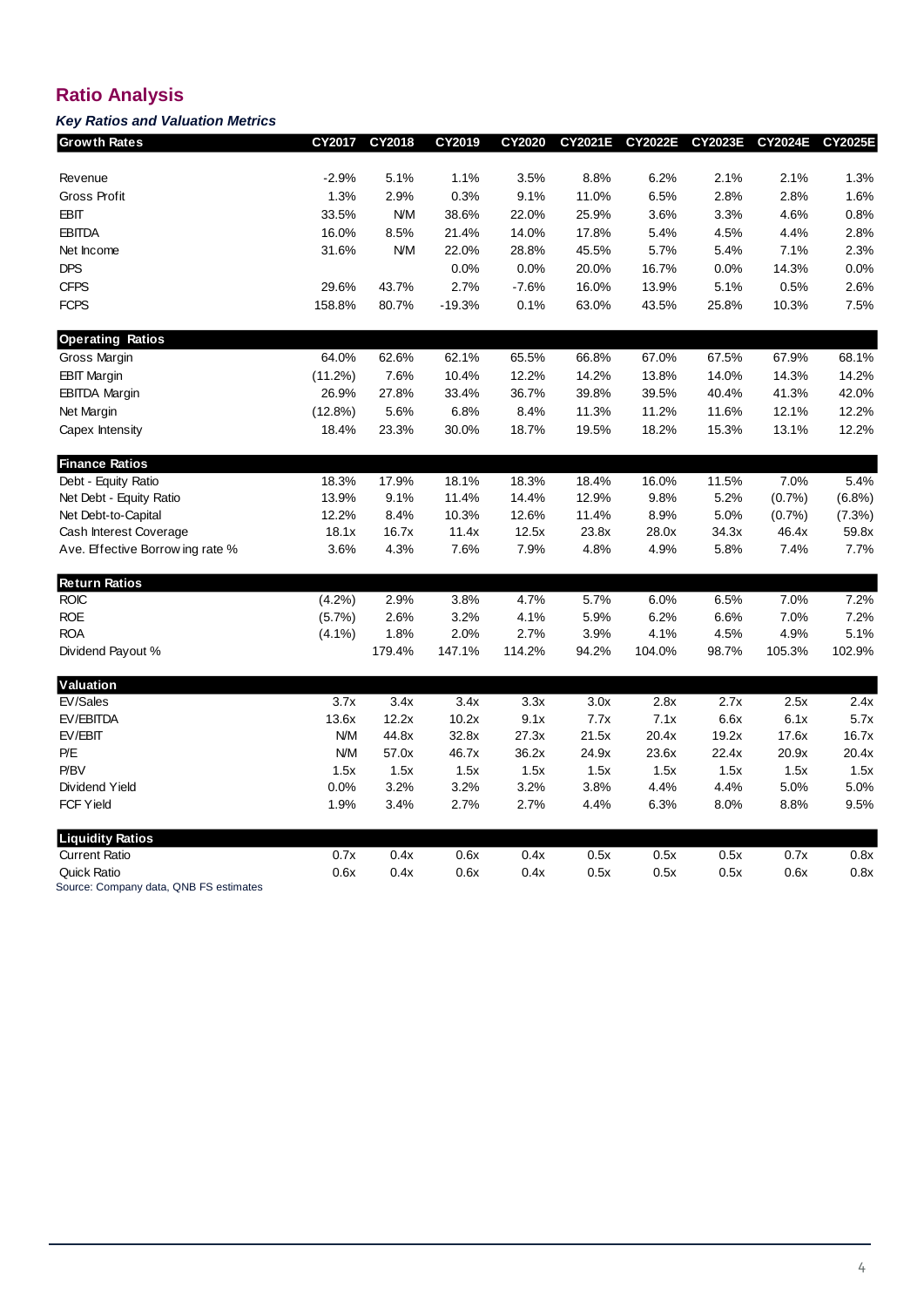# Ratio Analysis

*Key Ratios and Valuation Metrics*

| Growth Rates | CY2017 | CY2018 | CY2019 | CY2020 | CY2021E | CY2022E | CY2023E | CY2024E | CY2025E |
|---|---|---|---|---|---|---|---|---|---|
| Revenue | -2.9% | 5.1% | 1.1% | 3.5% | 8.8% | 6.2% | 2.1% | 2.1% | 1.3% |
| Gross Profit | 1.3% | 2.9% | 0.3% | 9.1% | 11.0% | 6.5% | 2.8% | 2.8% | 1.6% |
| EBIT | 33.5% | N/M | 38.6% | 22.0% | 25.9% | 3.6% | 3.3% | 4.6% | 0.8% |
| EBITDA | 16.0% | 8.5% | 21.4% | 14.0% | 17.8% | 5.4% | 4.5% | 4.4% | 2.8% |
| Net Income | 31.6% | N/M | 22.0% | 28.8% | 45.5% | 5.7% | 5.4% | 7.1% | 2.3% |
| DPS | | | 0.0% | 0.0% | 20.0% | 16.7% | 0.0% | 14.3% | 0.0% |
| CFPS | 29.6% | 43.7% | 2.7% | -7.6% | 16.0% | 13.9% | 5.1% | 0.5% | 2.6% |
| FCPS | 158.8% | 80.7% | -19.3% | 0.1% | 63.0% | 43.5% | 25.8% | 10.3% | 7.5% |
| **Operating Ratios** | | | | | | | | | |
| Gross Margin | 64.0% | 62.6% | 62.1% | 65.5% | 66.8% | 67.0% | 67.5% | 67.9% | 68.1% |
| EBIT Margin | (11.2%) | 7.6% | 10.4% | 12.2% | 14.2% | 13.8% | 14.0% | 14.3% | 14.2% |
| EBITDA Margin | 26.9% | 27.8% | 33.4% | 36.7% | 39.8% | 39.5% | 40.4% | 41.3% | 42.0% |
| Net Margin | (12.8%) | 5.6% | 6.8% | 8.4% | 11.3% | 11.2% | 11.6% | 12.1% | 12.2% |
| Capex Intensity | 18.4% | 23.3% | 30.0% | 18.7% | 19.5% | 18.2% | 15.3% | 13.1% | 12.2% |
| **Finance Ratios** | | | | | | | | | |
| Debt - Equity Ratio | 18.3% | 17.9% | 18.1% | 18.3% | 18.4% | 16.0% | 11.5% | 7.0% | 5.4% |
| Net Debt - Equity Ratio | 13.9% | 9.1% | 11.4% | 14.4% | 12.9% | 9.8% | 5.2% | (0.7%) | (6.8%) |
| Net Debt-to-Capital | 12.2% | 8.4% | 10.3% | 12.6% | 11.4% | 8.9% | 5.0% | (0.7%) | (7.3%) |
| Cash Interest Coverage | 18.1x | 16.7x | 11.4x | 12.5x | 23.8x | 28.0x | 34.3x | 46.4x | 59.8x |
| Ave. Effective Borrowing rate % | 3.6% | 4.3% | 7.6% | 7.9% | 4.8% | 4.9% | 5.8% | 7.4% | 7.7% |
| **Return Ratios** | | | | | | | | | |
| ROIC | (4.2%) | 2.9% | 3.8% | 4.7% | 5.7% | 6.0% | 6.5% | 7.0% | 7.2% |
| ROE | (5.7%) | 2.6% | 3.2% | 4.1% | 5.9% | 6.2% | 6.6% | 7.0% | 7.2% |
| ROA | (4.1%) | 1.8% | 2.0% | 2.7% | 3.9% | 4.1% | 4.5% | 4.9% | 5.1% |
| Dividend Payout % | | 179.4% | 147.1% | 114.2% | 94.2% | 104.0% | 98.7% | 105.3% | 102.9% |
| **Valuation** | | | | | | | | | |
| EV/Sales | 3.7x | 3.4x | 3.4x | 3.3x | 3.0x | 2.8x | 2.7x | 2.5x | 2.4x |
| EV/EBITDA | 13.6x | 12.2x | 10.2x | 9.1x | 7.7x | 7.1x | 6.6x | 6.1x | 5.7x |
| EV/EBIT | N/M | 44.8x | 32.8x | 27.3x | 21.5x | 20.4x | 19.2x | 17.6x | 16.7x |
| P/E | N/M | 57.0x | 46.7x | 36.2x | 24.9x | 23.6x | 22.4x | 20.9x | 20.4x |
| P/BV | 1.5x | 1.5x | 1.5x | 1.5x | 1.5x | 1.5x | 1.5x | 1.5x | 1.5x |
| Dividend Yield | 0.0% | 3.2% | 3.2% | 3.2% | 3.8% | 4.4% | 4.4% | 5.0% | 5.0% |
| FCF Yield | 1.9% | 3.4% | 2.7% | 2.7% | 4.4% | 6.3% | 8.0% | 8.8% | 9.5% |
| **Liquidity Ratios** | | | | | | | | | |
| Current Ratio | 0.7x | 0.4x | 0.6x | 0.4x | 0.5x | 0.5x | 0.5x | 0.7x | 0.8x |
| Quick Ratio | 0.6x | 0.4x | 0.6x | 0.4x | 0.5x | 0.5x | 0.5x | 0.6x | 0.8x |

Source: Company data, QNB FS estimates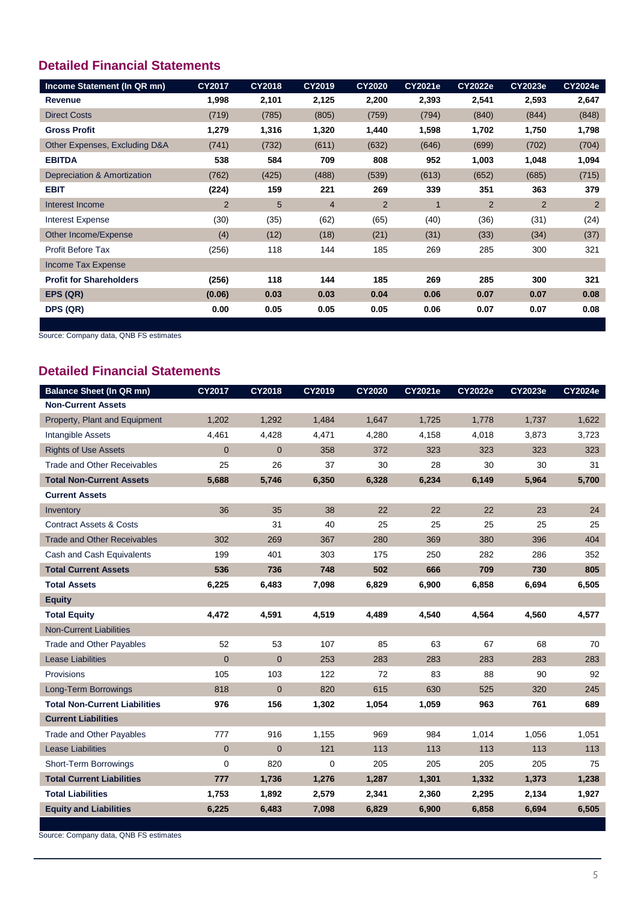## Detailed Financial Statements

| Income Statement (In QR mn) | CY2017 | CY2018 | CY2019 | CY2020 | CY2021e | CY2022e | CY2023e | CY2024e |
|---|---|---|---|---|---|---|---|---|
| **Revenue** | **1,998** | **2,101** | **2,125** | **2,200** | **2,393** | **2,541** | **2,593** | **2,647** |
| Direct Costs | (719) | (785) | (805) | (759) | (794) | (840) | (844) | (848) |
| **Gross Profit** | **1,279** | **1,316** | **1,320** | **1,440** | **1,598** | **1,702** | **1,750** | **1,798** |
| Other Expenses, Excluding D&A | (741) | (732) | (611) | (632) | (646) | (699) | (702) | (704) |
| **EBITDA** | **538** | **584** | **709** | **808** | **952** | **1,003** | **1,048** | **1,094** |
| Depreciation & Amortization | (762) | (425) | (488) | (539) | (613) | (652) | (685) | (715) |
| **EBIT** | **(224)** | **159** | **221** | **269** | **339** | **351** | **363** | **379** |
| Interest Income | 2 | 5 | 4 | 2 | 1 | 2 | 2 | 2 |
| Interest Expense | (30) | (35) | (62) | (65) | (40) | (36) | (31) | (24) |
| Other Income/Expense | (4) | (12) | (18) | (21) | (31) | (33) | (34) | (37) |
| Profit Before Tax | (256) | 118 | 144 | 185 | 269 | 285 | 300 | 321 |
| Income Tax Expense | | | | | | | | |
| **Profit for Shareholders** | **(256)** | **118** | **144** | **185** | **269** | **285** | **300** | **321** |
| **EPS (QR)** | **(0.06)** | **0.03** | **0.03** | **0.04** | **0.06** | **0.07** | **0.07** | **0.08** |
| **DPS (QR)** | **0.00** | **0.05** | **0.05** | **0.05** | **0.06** | **0.07** | **0.07** | **0.08** |

Source: Company data, QNB FS estimates

## Detailed Financial Statements

| Balance Sheet (In QR mn) | CY2017 | CY2018 | CY2019 | CY2020 | CY2021e | CY2022e | CY2023e | CY2024e |
|---|---|---|---|---|---|---|---|---|
| **Non-Current Assets** | | | | | | | | |
| Property, Plant and Equipment | 1,202 | 1,292 | 1,484 | 1,647 | 1,725 | 1,778 | 1,737 | 1,622 |
| Intangible Assets | 4,461 | 4,428 | 4,471 | 4,280 | 4,158 | 4,018 | 3,873 | 3,723 |
| Rights of Use Assets | 0 | 0 | 358 | 372 | 323 | 323 | 323 | 323 |
| Trade and Other Receivables | 25 | 26 | 37 | 30 | 28 | 30 | 30 | 31 |
| **Total Non-Current Assets** | **5,688** | **5,746** | **6,350** | **6,328** | **6,234** | **6,149** | **5,964** | **5,700** |
| **Current Assets** | | | | | | | | |
| Inventory | 36 | 35 | 38 | 22 | 22 | 22 | 23 | 24 |
| Contract Assets & Costs | | 31 | 40 | 25 | 25 | 25 | 25 | 25 |
| Trade and Other Receivables | 302 | 269 | 367 | 280 | 369 | 380 | 396 | 404 |
| Cash and Cash Equivalents | 199 | 401 | 303 | 175 | 250 | 282 | 286 | 352 |
| **Total Current Assets** | **536** | **736** | **748** | **502** | **666** | **709** | **730** | **805** |
| **Total Assets** | **6,225** | **6,483** | **7,098** | **6,829** | **6,900** | **6,858** | **6,694** | **6,505** |
| **Equity** | | | | | | | | |
| **Total Equity** | **4,472** | **4,591** | **4,519** | **4,489** | **4,540** | **4,564** | **4,560** | **4,577** |
| Non-Current Liabilities | | | | | | | | |
| Trade and Other Payables | 52 | 53 | 107 | 85 | 63 | 67 | 68 | 70 |
| Lease Liabilities | 0 | 0 | 253 | 283 | 283 | 283 | 283 | 283 |
| Provisions | 105 | 103 | 122 | 72 | 83 | 88 | 90 | 92 |
| Long-Term Borrowings | 818 | 0 | 820 | 615 | 630 | 525 | 320 | 245 |
| **Total Non-Current Liabilities** | **976** | **156** | **1,302** | **1,054** | **1,059** | **963** | **761** | **689** |
| **Current Liabilities** | | | | | | | | |
| Trade and Other Payables | 777 | 916 | 1,155 | 969 | 984 | 1,014 | 1,056 | 1,051 |
| Lease Liabilities | 0 | 0 | 121 | 113 | 113 | 113 | 113 | 113 |
| Short-Term Borrowings | 0 | 820 | 0 | 205 | 205 | 205 | 205 | 75 |
| **Total Current Liabilities** | **777** | **1,736** | **1,276** | **1,287** | **1,301** | **1,332** | **1,373** | **1,238** |
| **Total Liabilities** | **1,753** | **1,892** | **2,579** | **2,341** | **2,360** | **2,295** | **2,134** | **1,927** |
| **Equity and Liabilities** | **6,225** | **6,483** | **7,098** | **6,829** | **6,900** | **6,858** | **6,694** | **6,505** |

Source: Company data, QNB FS estimates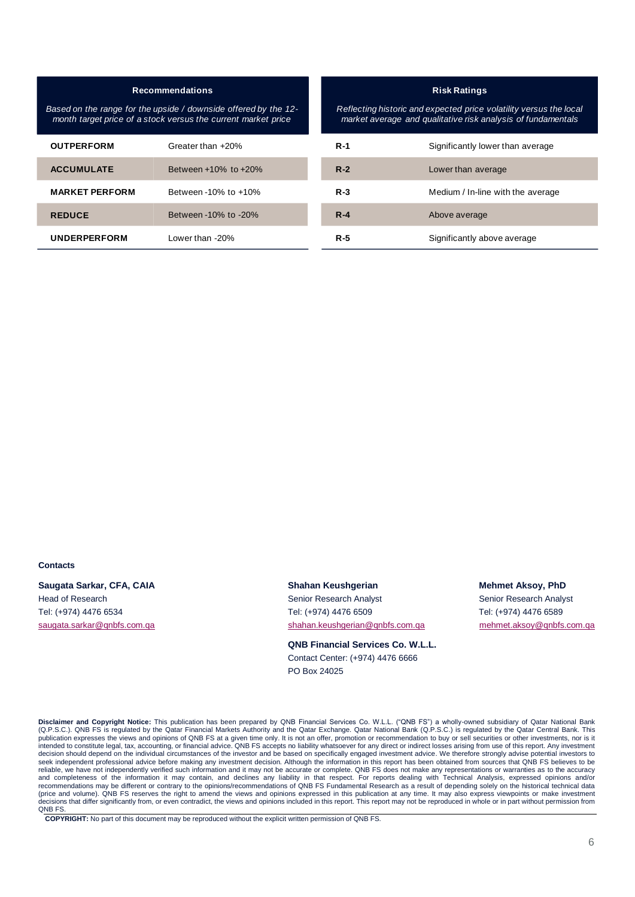| Recommendations | |
|---|---|
| *Based on the range for the upside / downside offered by the 12-month target price of a stock versus the current market price* | |
| **OUTPERFORM** | Greater than +20% |
| **ACCUMULATE** | Between +10% to +20% |
| **MARKET PERFORM** | Between -10% to +10% |
| **REDUCE** | Between -10% to -20% |
| **UNDERPERFORM** | Lower than -20% |

| Risk Ratings | |
|---|---|
| *Reflecting historic and expected price volatility versus the local market average and qualitative risk analysis of fundamentals* | |
| **R-1** | Significantly lower than average |
| **R-2** | Lower than average |
| **R-3** | Medium / In-line with the average |
| **R-4** | Above average |
| **R-5** | Significantly above average |

**Contacts**

**Saugata Sarkar, CFA, CAIA**
Head of Research
Tel: (+974) 4476 6534
saugata.sarkar@qnbfs.com.qa

**Shahan Keushgerian**
Senior Research Analyst
Tel: (+974) 4476 6509
shahan.keushgerian@qnbfs.com.qa

**Mehmet Aksoy, PhD**
Senior Research Analyst
Tel: (+974) 4476 6589
mehmet.aksoy@qnbfs.com.qa

**QNB Financial Services Co. W.L.L.**
Contact Center: (+974) 4476 6666
PO Box 24025

**Disclaimer and Copyright Notice:** This publication has been prepared by QNB Financial Services Co. W.L.L. ("QNB FS") a wholly-owned subsidiary of Qatar National Bank (Q.P.S.C.). QNB FS is regulated by the Qatar Financial Markets Authority and the Qatar Exchange. Qatar National Bank (Q.P.S.C.) is regulated by the Qatar Central Bank. This publication expresses the views and opinions of QNB FS at a given time only. It is not an offer, promotion or recommendation to buy or sell securities or other investments, nor is it intended to constitute legal, tax, accounting, or financial advice. QNB FS accepts no liability whatsoever for any direct or indirect losses arising from use of this report. Any investment decision should depend on the individual circumstances of the investor and be based on specifically engaged investment advice. We therefore strongly advise potential investors to seek independent professional advice before making any investment decision. Although the information in this report has been obtained from sources that QNB FS believes to be reliable, we have not independently verified such information and it may not be accurate or complete. QNB FS does not make any representations or warranties as to the accuracy and completeness of the information it may contain, and declines any liability in that respect. For reports dealing with Technical Analysis, expressed opinions and/or recommendations may be different or contrary to the opinions/recommendations of QNB FS Fundamental Research as a result of depending solely on the historical technical data (price and volume). QNB FS reserves the right to amend the views and opinions expressed in this publication at any time. It may also express viewpoints or make investment decisions that differ significantly from, or even contradict, the views and opinions included in this report. This report may not be reproduced in whole or in part without permission from QNB FS.

**COPYRIGHT:** No part of this document may be reproduced without the explicit written permission of QNB FS.